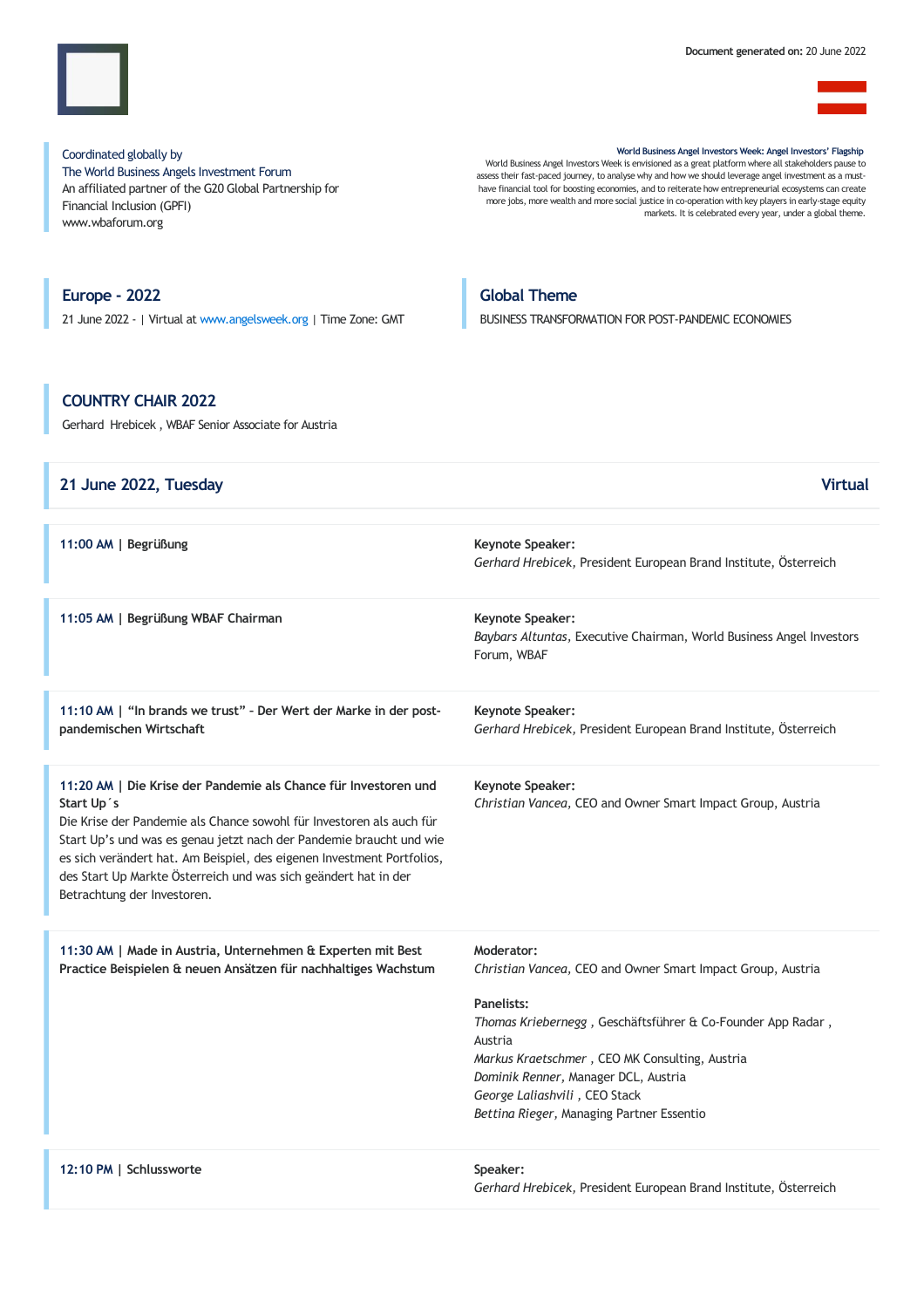Document generated on: 20 June 2022

Coordinated globally by
The World Business Angels Investment Forum
An affiliated partner of the G20 Global Partnership for Financial Inclusion (GPFI)
www.wbaforum.org

**World Business Angel Investors Week: Angel Investors' Flagship**
World Business Angel Investors Week is envisioned as a great platform where all stakeholders pause to assess their fast-paced journey, to analyse why and how we should leverage angel investment as a must-have financial tool for boosting economies, and to reiterate how entrepreneurial ecosystems can create more jobs, more wealth and more social justice in co-operation with key players in early-stage equity markets. It is celebrated every year, under a global theme.

## Europe - 2022

21 June 2022 - | Virtual at www.angelsweek.org | Time Zone: GMT

## Global Theme

BUSINESS TRANSFORMATION FOR POST-PANDEMIC ECONOMIES

## COUNTRY CHAIR 2022

Gerhard Hrebicek , WBAF Senior Associate for Austria

## 21 June 2022, Tuesday — Virtual

**11:00 AM | Begrüßung**

**Keynote Speaker:**
*Gerhard Hrebicek*, President European Brand Institute, Österreich

**11:05 AM | Begrüßung WBAF Chairman**

**Keynote Speaker:**
*Baybars Altuntas*, Executive Chairman, World Business Angel Investors Forum, WBAF

**11:10 AM | "In brands we trust" - Der Wert der Marke in der post-pandemischen Wirtschaft**

**Keynote Speaker:**
*Gerhard Hrebicek*, President European Brand Institute, Österreich

**11:20 AM | Die Krise der Pandemie als Chance für Investoren und Start Up´s**

Die Krise der Pandemie als Chance sowohl für Investoren als auch für Start Up's und was es genau jetzt nach der Pandemie braucht und wie es sich verändert hat. Am Beispiel, des eigenen Investment Portfolios, des Start Up Markte Österreich und was sich geändert hat in der Betrachtung der Investoren.

**Keynote Speaker:**
*Christian Vancea*, CEO and Owner Smart Impact Group, Austria

**11:30 AM | Made in Austria, Unternehmen & Experten mit Best Practice Beispielen & neuen Ansätzen für nachhaltiges Wachstum**

**Moderator:**
*Christian Vancea*, CEO and Owner Smart Impact Group, Austria

**Panelists:**
*Thomas Kriebernegg* , Geschäftsführer & Co-Founder App Radar , Austria
*Markus Kraetschmer* , CEO MK Consulting, Austria
*Dominik Renner*, Manager DCL, Austria
*George Laliashvili* , CEO Stack
*Bettina Rieger*, Managing Partner Essentio

**12:10 PM | Schlussworte**

**Speaker:**
*Gerhard Hrebicek*, President European Brand Institute, Österreich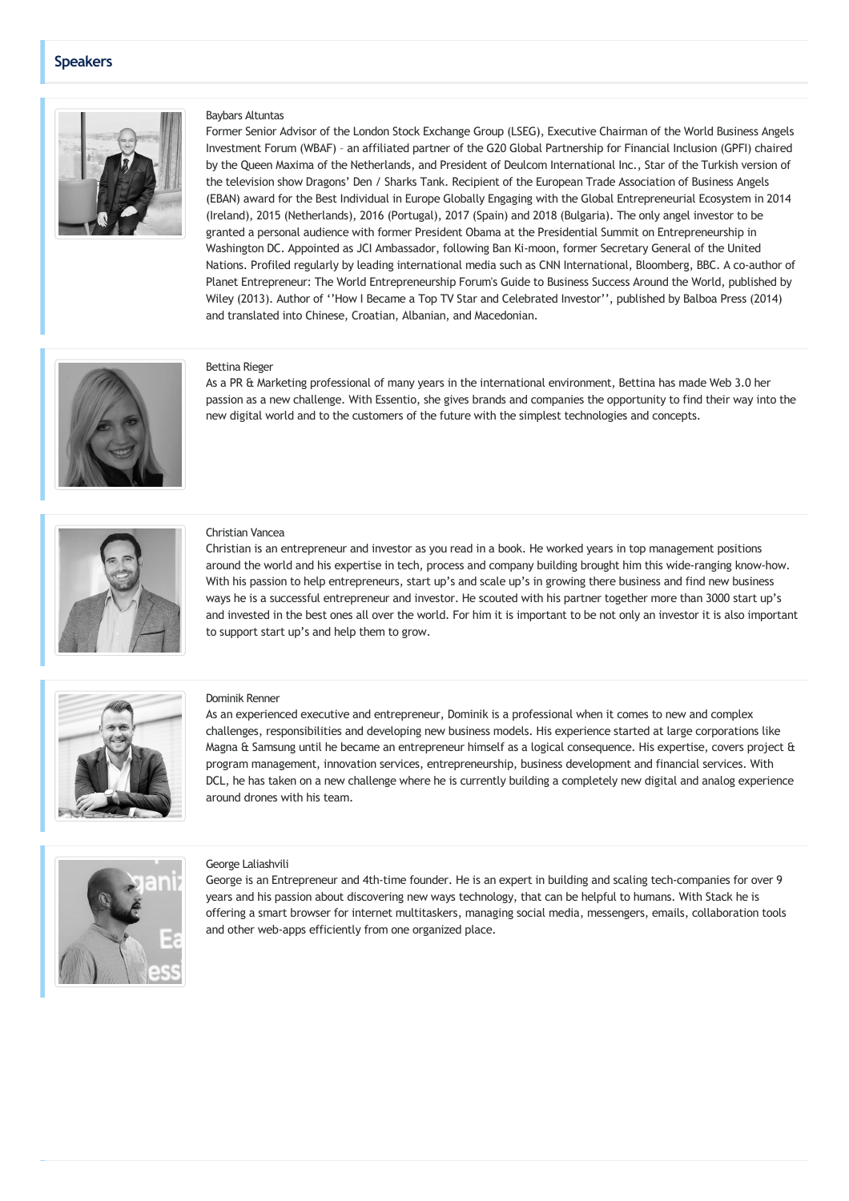## Speakers

Baybars Altuntas

Former Senior Advisor of the London Stock Exchange Group (LSEG), Executive Chairman of the World Business Angels Investment Forum (WBAF) – an affiliated partner of the G20 Global Partnership for Financial Inclusion (GPFI) chaired by the Queen Maxima of the Netherlands, and President of Deulcom International Inc., Star of the Turkish version of the television show Dragons' Den / Sharks Tank. Recipient of the European Trade Association of Business Angels (EBAN) award for the Best Individual in Europe Globally Engaging with the Global Entrepreneurial Ecosystem in 2014 (Ireland), 2015 (Netherlands), 2016 (Portugal), 2017 (Spain) and 2018 (Bulgaria). The only angel investor to be granted a personal audience with former President Obama at the Presidential Summit on Entrepreneurship in Washington DC. Appointed as JCI Ambassador, following Ban Ki-moon, former Secretary General of the United Nations. Profiled regularly by leading international media such as CNN International, Bloomberg, BBC. A co-author of Planet Entrepreneur: The World Entrepreneurship Forum's Guide to Business Success Around the World, published by Wiley (2013). Author of ''How I Became a Top TV Star and Celebrated Investor'', published by Balboa Press (2014) and translated into Chinese, Croatian, Albanian, and Macedonian.

Bettina Rieger

As a PR & Marketing professional of many years in the international environment, Bettina has made Web 3.0 her passion as a new challenge. With Essentio, she gives brands and companies the opportunity to find their way into the new digital world and to the customers of the future with the simplest technologies and concepts.

Christian Vancea

Christian is an entrepreneur and investor as you read in a book. He worked years in top management positions around the world and his expertise in tech, process and company building brought him this wide-ranging know-how. With his passion to help entrepreneurs, start up's and scale up's in growing there business and find new business ways he is a successful entrepreneur and investor. He scouted with his partner together more than 3000 start up's and invested in the best ones all over the world. For him it is important to be not only an investor it is also important to support start up's and help them to grow.

Dominik Renner

As an experienced executive and entrepreneur, Dominik is a professional when it comes to new and complex challenges, responsibilities and developing new business models. His experience started at large corporations like Magna & Samsung until he became an entrepreneur himself as a logical consequence. His expertise, covers project & program management, innovation services, entrepreneurship, business development and financial services. With DCL, he has taken on a new challenge where he is currently building a completely new digital and analog experience around drones with his team.

George Laliashvili

George is an Entrepreneur and 4th-time founder. He is an expert in building and scaling tech-companies for over 9 years and his passion about discovering new ways technology, that can be helpful to humans. With Stack he is offering a smart browser for internet multitaskers, managing social media, messengers, emails, collaboration tools and other web-apps efficiently from one organized place.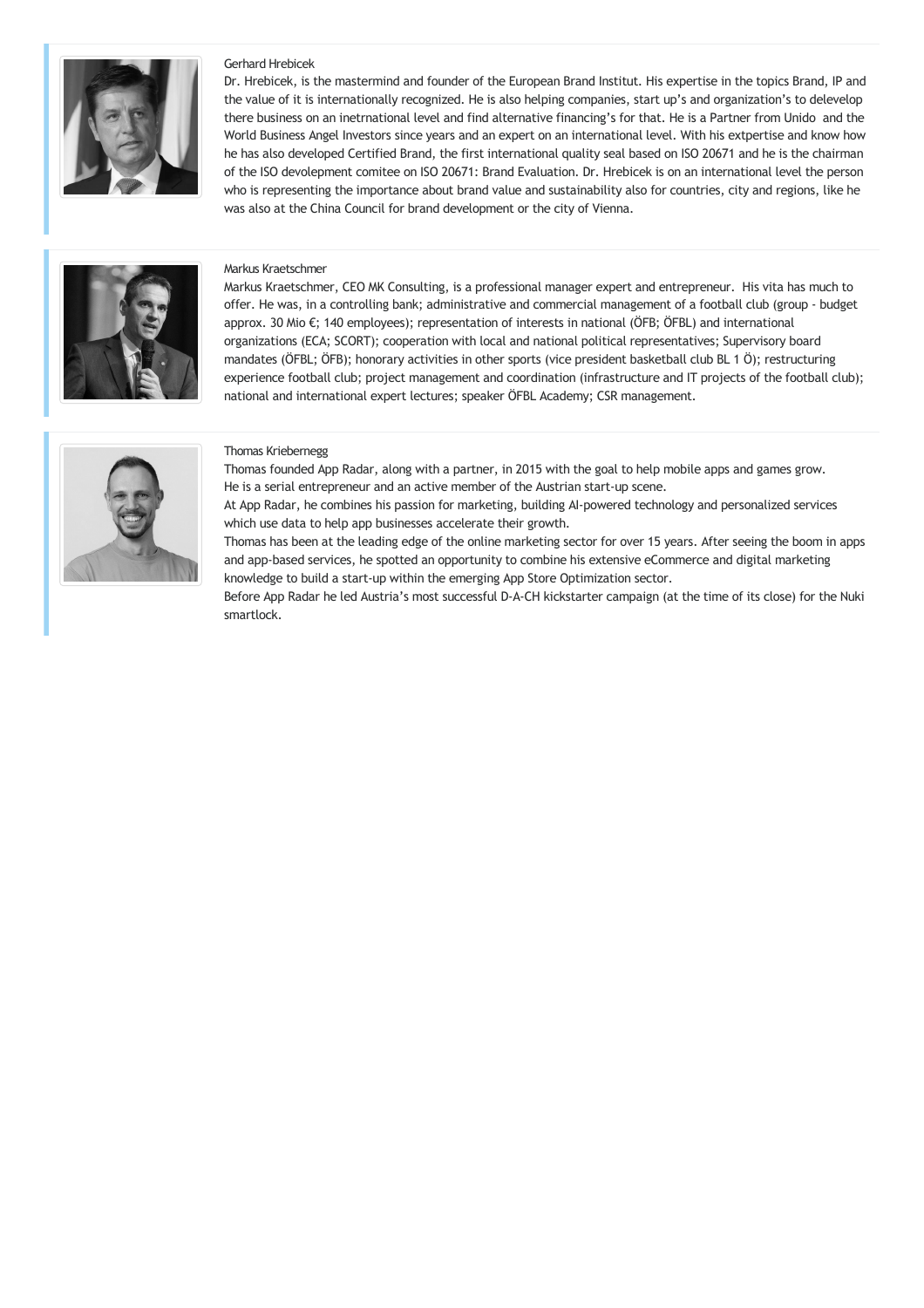### Gerhard Hrebicek

Dr. Hrebicek, is the mastermind and founder of the European Brand Institut. His expertise in the topics Brand, IP and the value of it is internationally recognized. He is also helping companies, start up's and organization's to delevelop there business on an inetrnational level and find alternative financing's for that. He is a Partner from Unido and the World Business Angel Investors since years and an expert on an international level. With his extpertise and know how he has also developed Certified Brand, the first international quality seal based on ISO 20671 and he is the chairman of the ISO devolepment comitee on ISO 20671: Brand Evaluation. Dr. Hrebicek is on an international level the person who is representing the importance about brand value and sustainability also for countries, city and regions, like he was also at the China Council for brand development or the city of Vienna.

### Markus Kraetschmer

Markus Kraetschmer, CEO MK Consulting, is a professional manager expert and entrepreneur. His vita has much to offer. He was, in a controlling bank; administrative and commercial management of a football club (group - budget approx. 30 Mio €; 140 employees); representation of interests in national (ÖFB; ÖFBL) and international organizations (ECA; SCORT); cooperation with local and national political representatives; Supervisory board mandates (ÖFBL; ÖFB); honorary activities in other sports (vice president basketball club BL 1 Ö); restructuring experience football club; project management and coordination (infrastructure and IT projects of the football club); national and international expert lectures; speaker ÖFBL Academy; CSR management.

### Thomas Kriebernegg

Thomas founded App Radar, along with a partner, in 2015 with the goal to help mobile apps and games grow.
He is a serial entrepreneur and an active member of the Austrian start-up scene.
At App Radar, he combines his passion for marketing, building AI-powered technology and personalized services which use data to help app businesses accelerate their growth.
Thomas has been at the leading edge of the online marketing sector for over 15 years. After seeing the boom in apps and app-based services, he spotted an opportunity to combine his extensive eCommerce and digital marketing knowledge to build a start-up within the emerging App Store Optimization sector.
Before App Radar he led Austria's most successful D-A-CH kickstarter campaign (at the time of its close) for the Nuki smartlock.